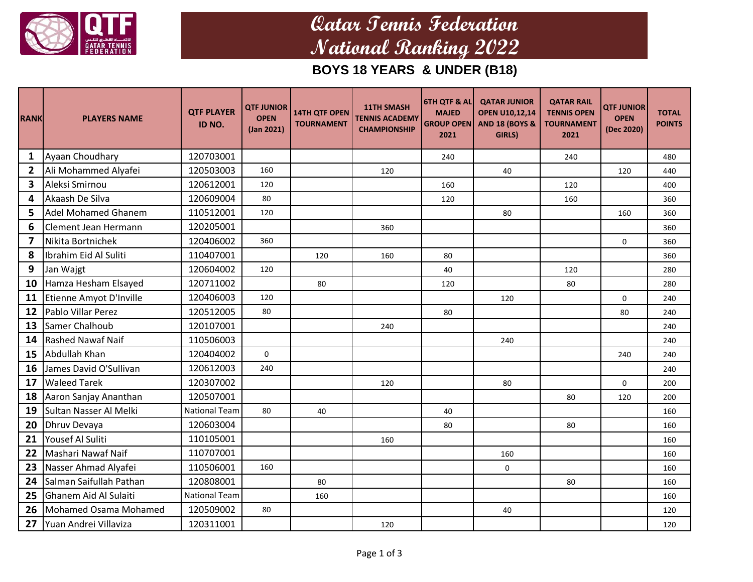# Qatar Tennis Federation
# National Ranking 2022

## BOYS 18 YEARS & UNDER (B18)

| RANK | PLAYERS NAME | QTF PLAYER ID NO. | QTF JUNIOR OPEN (Jan 2021) | 14TH QTF OPEN TOURNAMENT | 11TH SMASH TENNIS ACADEMY CHAMPIONSHIP | 6TH QTF & AL MAJED GROUP OPEN 2021 | QATAR JUNIOR OPEN U10,12,14 AND 18 (BOYS & GIRLS) | QATAR RAIL TENNIS OPEN TOURNAMENT 2021 | QTF JUNIOR OPEN (Dec 2020) | TOTAL POINTS |
|---|---|---|---|---|---|---|---|---|---|---|
| 1 | Ayaan Choudhary | 120703001 | | | | 240 | | 240 | | 480 |
| 2 | Ali Mohammed Alyafei | 120503003 | 160 | | 120 | | 40 | | 120 | 440 |
| 3 | Aleksi Smirnou | 120612001 | 120 | | | 160 | | 120 | | 400 |
| 4 | Akaash De Silva | 120609004 | 80 | | | 120 | | 160 | | 360 |
| 5 | Adel Mohamed Ghanem | 110512001 | 120 | | | | 80 | | 160 | 360 |
| 6 | Clement Jean Hermann | 120205001 | | | 360 | | | | | 360 |
| 7 | Nikita Bortnichek | 120406002 | 360 | | | | | | 0 | 360 |
| 8 | Ibrahim Eid Al Suliti | 110407001 | | 120 | 160 | 80 | | | | 360 |
| 9 | Jan Wajgt | 120604002 | 120 | | | 40 | | 120 | | 280 |
| 10 | Hamza Hesham Elsayed | 120711002 | | 80 | | 120 | | 80 | | 280 |
| 11 | Etienne Amyot D'Inville | 120406003 | 120 | | | | 120 | | 0 | 240 |
| 12 | Pablo Villar Perez | 120512005 | 80 | | | 80 | | | 80 | 240 |
| 13 | Samer Chalhoub | 120107001 | | | 240 | | | | | 240 |
| 14 | Rashed Nawaf Naif | 110506003 | | | | | 240 | | | 240 |
| 15 | Abdullah Khan | 120404002 | 0 | | | | | | 240 | 240 |
| 16 | James David O'Sullivan | 120612003 | 240 | | | | | | | 240 |
| 17 | Waleed Tarek | 120307002 | | | 120 | | 80 | | 0 | 200 |
| 18 | Aaron Sanjay Ananthan | 120507001 | | | | | | 80 | 120 | 200 |
| 19 | Sultan Nasser Al Melki | National Team | 80 | 40 | | 40 | | | | 160 |
| 20 | Dhruv Devaya | 120603004 | | | | 80 | | 80 | | 160 |
| 21 | Yousef Al Suliti | 110105001 | | | 160 | | | | | 160 |
| 22 | Mashari Nawaf Naif | 110707001 | | | | | 160 | | | 160 |
| 23 | Nasser Ahmad Alyafei | 110506001 | 160 | | | | 0 | | | 160 |
| 24 | Salman Saifullah Pathan | 120808001 | | 80 | | | | 80 | | 160 |
| 25 | Ghanem Aid Al Sulaiti | National Team | | 160 | | | | | | 160 |
| 26 | Mohamed Osama Mohamed | 120509002 | 80 | | | | 40 | | | 120 |
| 27 | Yuan Andrei Villaviza | 120311001 | | | 120 | | | | | 120 |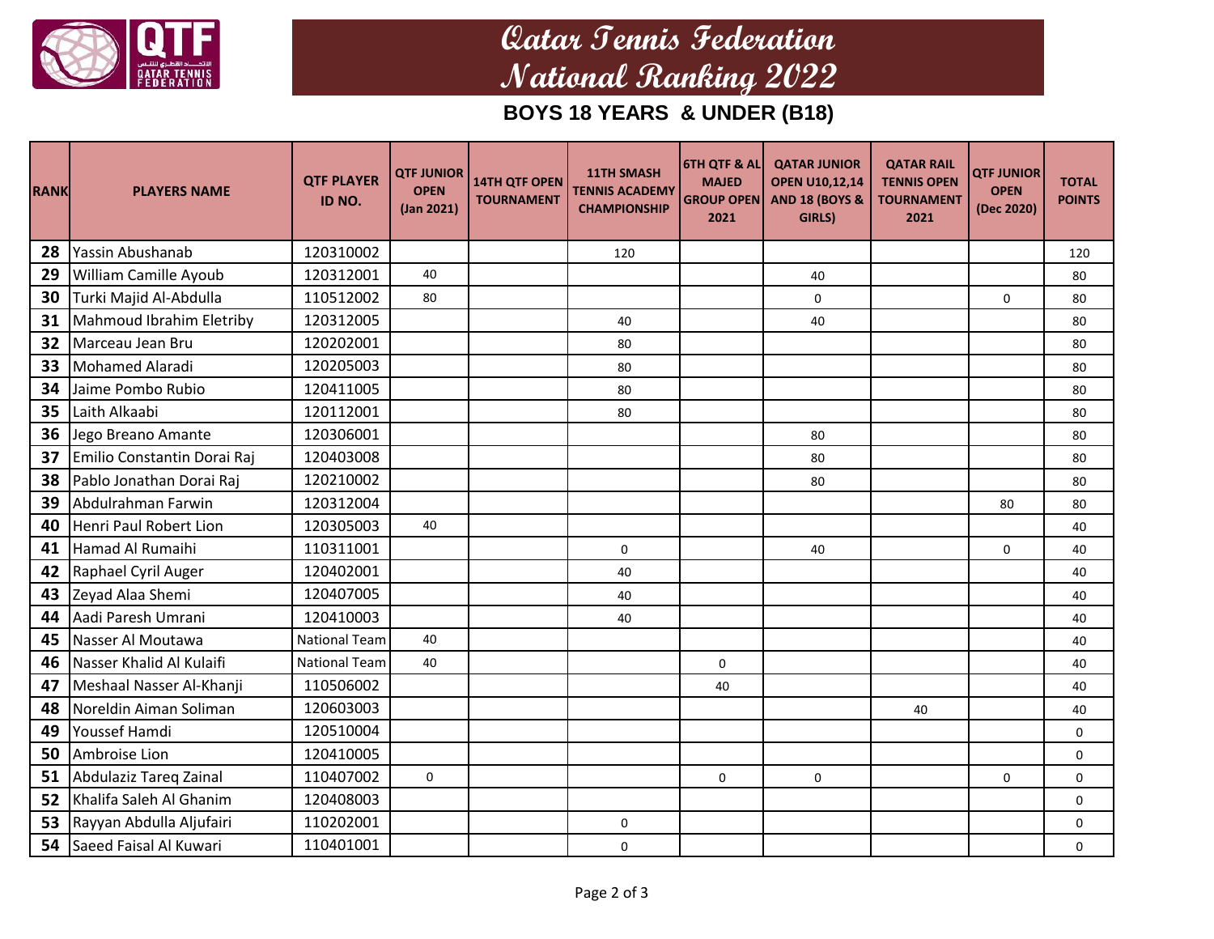# Qatar Tennis Federation
# National Ranking 2022

## BOYS 18 YEARS & UNDER (B18)

| RANK | PLAYERS NAME | QTF PLAYER ID NO. | QTF JUNIOR OPEN (Jan 2021) | 14TH QTF OPEN TOURNAMENT | 11TH SMASH TENNIS ACADEMY CHAMPIONSHIP | 6TH QTF & AL MAJED GROUP OPEN 2021 | QATAR JUNIOR OPEN U10,12,14 AND 18 (BOYS & GIRLS) | QATAR RAIL TENNIS OPEN TOURNAMENT 2021 | QTF JUNIOR OPEN (Dec 2020) | TOTAL POINTS |
|---|---|---|---|---|---|---|---|---|---|---|
| 28 | Yassin Abushanab | 120310002 | | | 120 | | | | | 120 |
| 29 | William Camille Ayoub | 120312001 | 40 | | | | 40 | | | 80 |
| 30 | Turki Majid Al-Abdulla | 110512002 | 80 | | | | 0 | | 0 | 80 |
| 31 | Mahmoud Ibrahim Eletriby | 120312005 | | | 40 | | 40 | | | 80 |
| 32 | Marceau Jean Bru | 120202001 | | | 80 | | | | | 80 |
| 33 | Mohamed Alaradi | 120205003 | | | 80 | | | | | 80 |
| 34 | Jaime Pombo Rubio | 120411005 | | | 80 | | | | | 80 |
| 35 | Laith Alkaabi | 120112001 | | | 80 | | | | | 80 |
| 36 | Jego Breano Amante | 120306001 | | | | | 80 | | | 80 |
| 37 | Emilio Constantin Dorai Raj | 120403008 | | | | | 80 | | | 80 |
| 38 | Pablo Jonathan Dorai Raj | 120210002 | | | | | 80 | | | 80 |
| 39 | Abdulrahman Farwin | 120312004 | | | | | | | 80 | 80 |
| 40 | Henri Paul Robert Lion | 120305003 | 40 | | | | | | | 40 |
| 41 | Hamad Al Rumaihi | 110311001 | | | 0 | | 40 | | 0 | 40 |
| 42 | Raphael Cyril Auger | 120402001 | | | 40 | | | | | 40 |
| 43 | Zeyad Alaa Shemi | 120407005 | | | 40 | | | | | 40 |
| 44 | Aadi Paresh Umrani | 120410003 | | | 40 | | | | | 40 |
| 45 | Nasser Al Moutawa | National Team | 40 | | | | | | | 40 |
| 46 | Nasser Khalid Al Kulaifi | National Team | 40 | | | 0 | | | | 40 |
| 47 | Meshaal Nasser Al-Khanji | 110506002 | | | | 40 | | | | 40 |
| 48 | Noreldin Aiman Soliman | 120603003 | | | | | | 40 | | 40 |
| 49 | Youssef Hamdi | 120510004 | | | | | | | | 0 |
| 50 | Ambroise Lion | 120410005 | | | | | | | | 0 |
| 51 | Abdulaziz Tareq Zainal | 110407002 | 0 | | | 0 | 0 | | 0 | 0 |
| 52 | Khalifa Saleh Al Ghanim | 120408003 | | | | | | | | 0 |
| 53 | Rayyan Abdulla Aljufairi | 110202001 | | | 0 | | | | | 0 |
| 54 | Saeed Faisal Al Kuwari | 110401001 | | | 0 | | | | | 0 |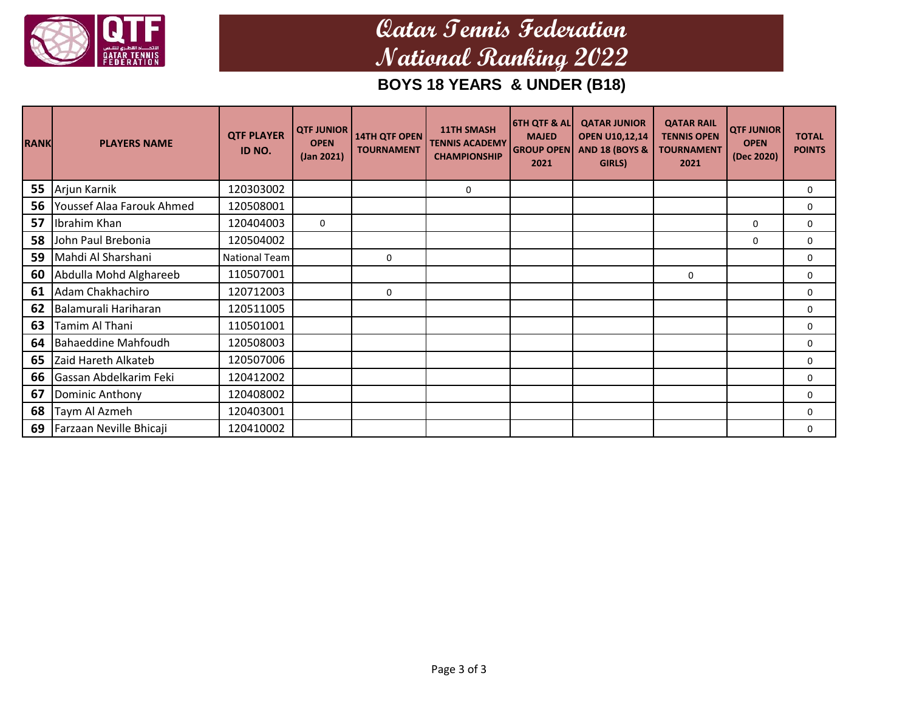# Qatar Tennis Federation
# National Ranking 2022

## BOYS 18 YEARS & UNDER (B18)

| RANK | PLAYERS NAME | QTF PLAYER ID NO. | QTF JUNIOR OPEN (Jan 2021) | 14TH QTF OPEN TOURNAMENT | 11TH SMASH TENNIS ACADEMY CHAMPIONSHIP | 6TH QTF & AL MAJED GROUP OPEN 2021 | QATAR JUNIOR OPEN U10,12,14 AND 18 (BOYS & GIRLS) | QATAR RAIL TENNIS OPEN TOURNAMENT 2021 | QTF JUNIOR OPEN (Dec 2020) | TOTAL POINTS |
|---|---|---|---|---|---|---|---|---|---|---|
| 55 | Arjun Karnik | 120303002 | | | 0 | | | | | 0 |
| 56 | Youssef Alaa Farouk Ahmed | 120508001 | | | | | | | | 0 |
| 57 | Ibrahim Khan | 120404003 | 0 | | | | | | 0 | 0 |
| 58 | John Paul Brebonia | 120504002 | | | | | | | 0 | 0 |
| 59 | Mahdi Al Sharshani | National Team | | 0 | | | | | | 0 |
| 60 | Abdulla Mohd Algharee b | 110507001 | | | | | | 0 | | 0 |
| 61 | Adam Chakhachiro | 120712003 | | 0 | | | | | | 0 |
| 62 | Balamurali Hariharan | 120511005 | | | | | | | | 0 |
| 63 | Tamim Al Thani | 110501001 | | | | | | | | 0 |
| 64 | Bahaeddine Mahfoudh | 120508003 | | | | | | | | 0 |
| 65 | Zaid Hareth Alkateb | 120507006 | | | | | | | | 0 |
| 66 | Gassan Abdelkarim Feki | 120412002 | | | | | | | | 0 |
| 67 | Dominic Anthony | 120408002 | | | | | | | | 0 |
| 68 | Taym Al Azmeh | 120403001 | | | | | | | | 0 |
| 69 | Farzaan Neville Bhicaji | 120410002 | | | | | | | | 0 |